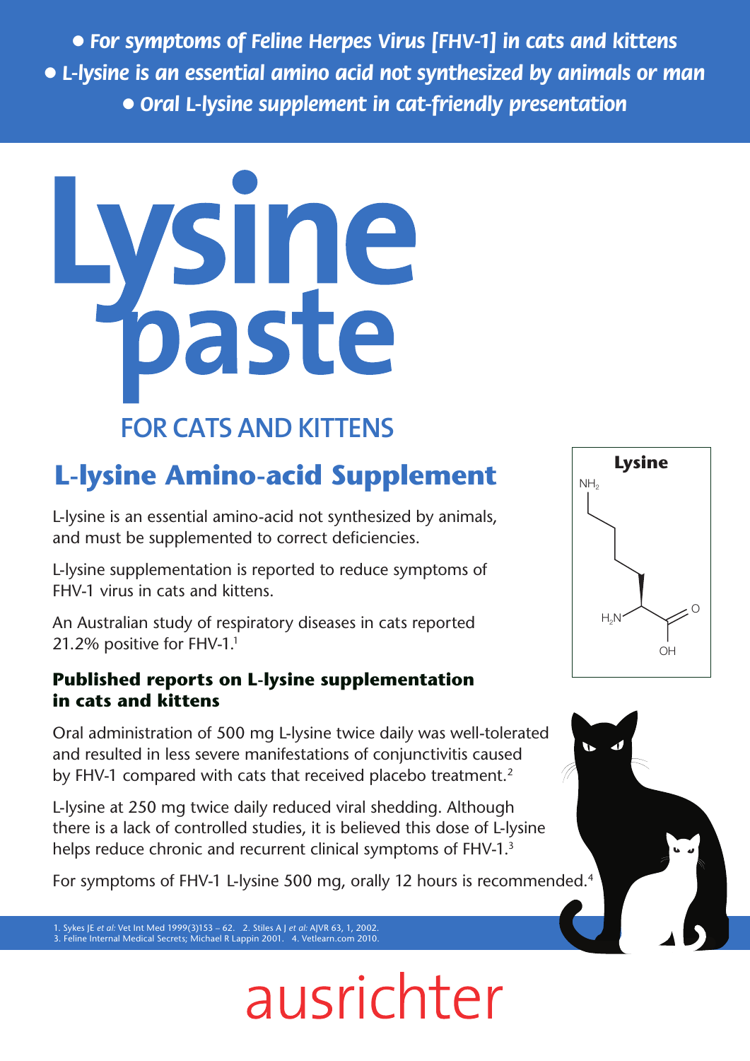- *For symptoms of Feline Herpes Virus [FHV-1] in cats and kittens*
- *L-lysine is an essential amino acid not synthesized by animals or man*
- *Oral L-lysine supplement in cat-friendly presentation*

# Lysine paste

### FOR CATS AND KITTENS

## L-lysine Amino-acid Supplement

L-lysine is an essential amino-acid not synthesized by animals, and must be supplemented to correct deficiencies.

L-lysine supplementation is reported to reduce symptoms of FHV-1 virus in cats and kittens.

An Australian study of respiratory diseases in cats reported 21.2% positive for FHV-1.[1]

**Lysine**

$NH_2$ &nbsp; $H_2N$ &nbsp; O &nbsp; OH

### Published reports on L-lysine supplementation in cats and kittens

Oral administration of 500 mg L-lysine twice daily was well-tolerated and resulted in less severe manifestations of conjunctivitis caused by FHV-1 compared with cats that received placebo treatment.[2]

L-lysine at 250 mg twice daily reduced viral shedding. Although there is a lack of controlled studies, it is believed this dose of L-lysine helps reduce chronic and recurrent clinical symptoms of FHV-1.[3]

For symptoms of FHV-1 L-lysine 500 mg, orally 12 hours is recommended.[4]

1. Sykes JE *et al:* Vet Int Med 1999(3)153 – 62. 2. Stiles A J *et al:* AJVR 63, 1, 2002.
3. Feline Internal Medical Secrets; Michael R Lappin 2001. 4. Vetlearn.com 2010.

ausrichter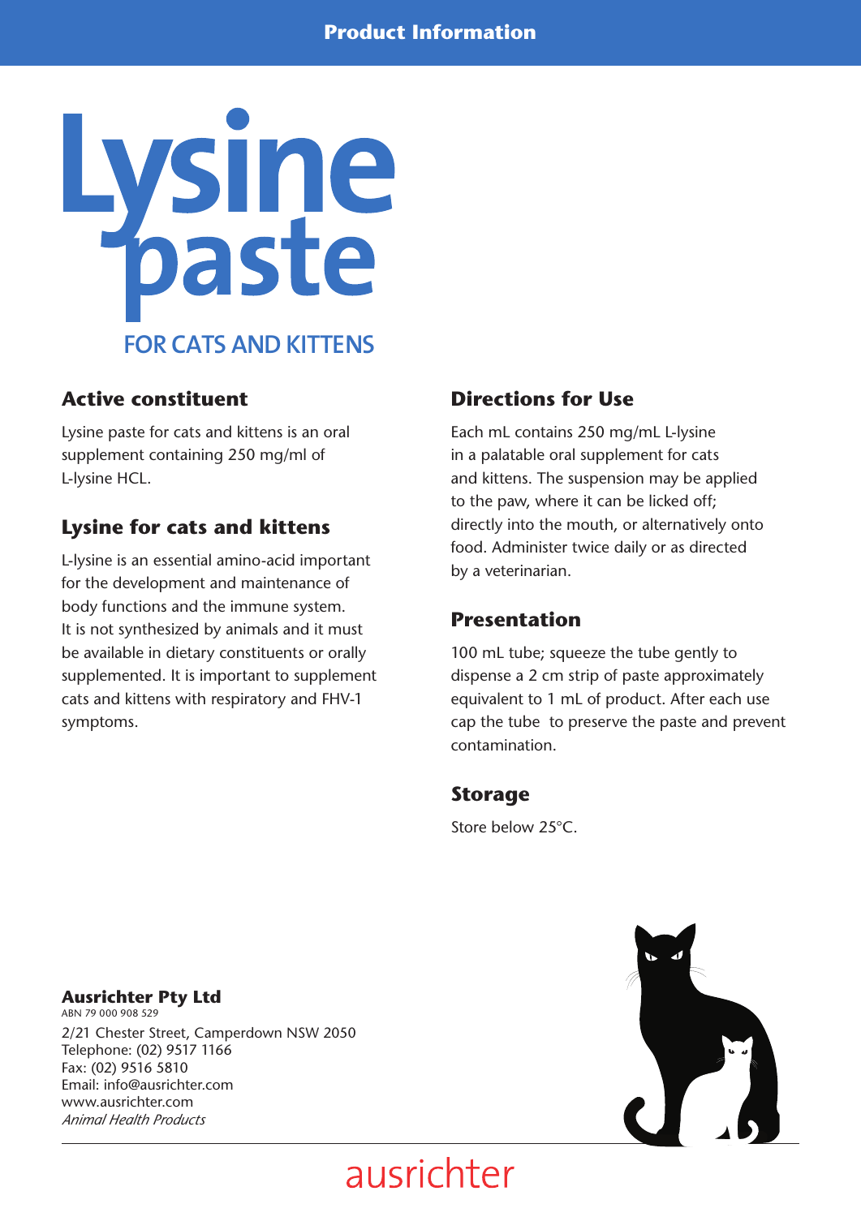Product Information

# Lysine paste

FOR CATS AND KITTENS

## Active constituent

Lysine paste for cats and kittens is an oral supplement containing 250 mg/ml of L-lysine HCL.

## Lysine for cats and kittens

L-lysine is an essential amino-acid important for the development and maintenance of body functions and the immune system. It is not synthesized by animals and it must be available in dietary constituents or orally supplemented. It is important to supplement cats and kittens with respiratory and FHV-1 symptoms.

## Directions for Use

Each mL contains 250 mg/mL L-lysine in a palatable oral supplement for cats and kittens. The suspension may be applied to the paw, where it can be licked off; directly into the mouth, or alternatively onto food. Administer twice daily or as directed by a veterinarian.

## Presentation

100 mL tube; squeeze the tube gently to dispense a 2 cm strip of paste approximately equivalent to 1 mL of product. After each use cap the tube to preserve the paste and prevent contamination.

## Storage

Store below 25°C.

**Ausrichter Pty Ltd**
ABN 79 000 908 529
2/21 Chester Street, Camperdown NSW 2050
Telephone: (02) 9517 1166
Fax: (02) 9516 5810
Email: info@ausrichter.com
www.ausrichter.com
*Animal Health Products*

ausrichter